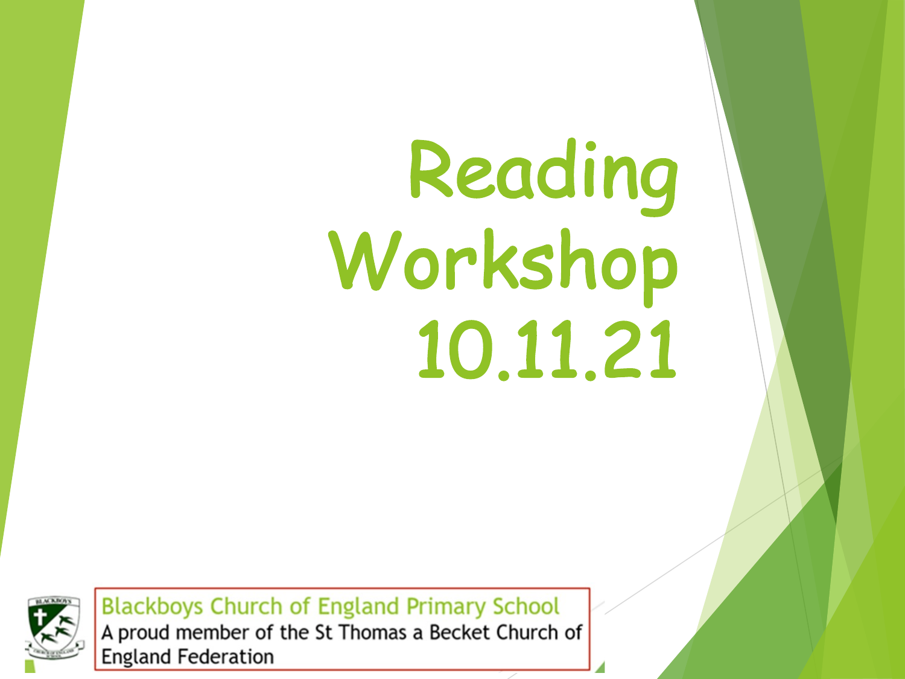# Reading Workshop 10.11.21

Blackboys Church of England Primary School

A proud member of the St Thomas a Becket Church of England Federation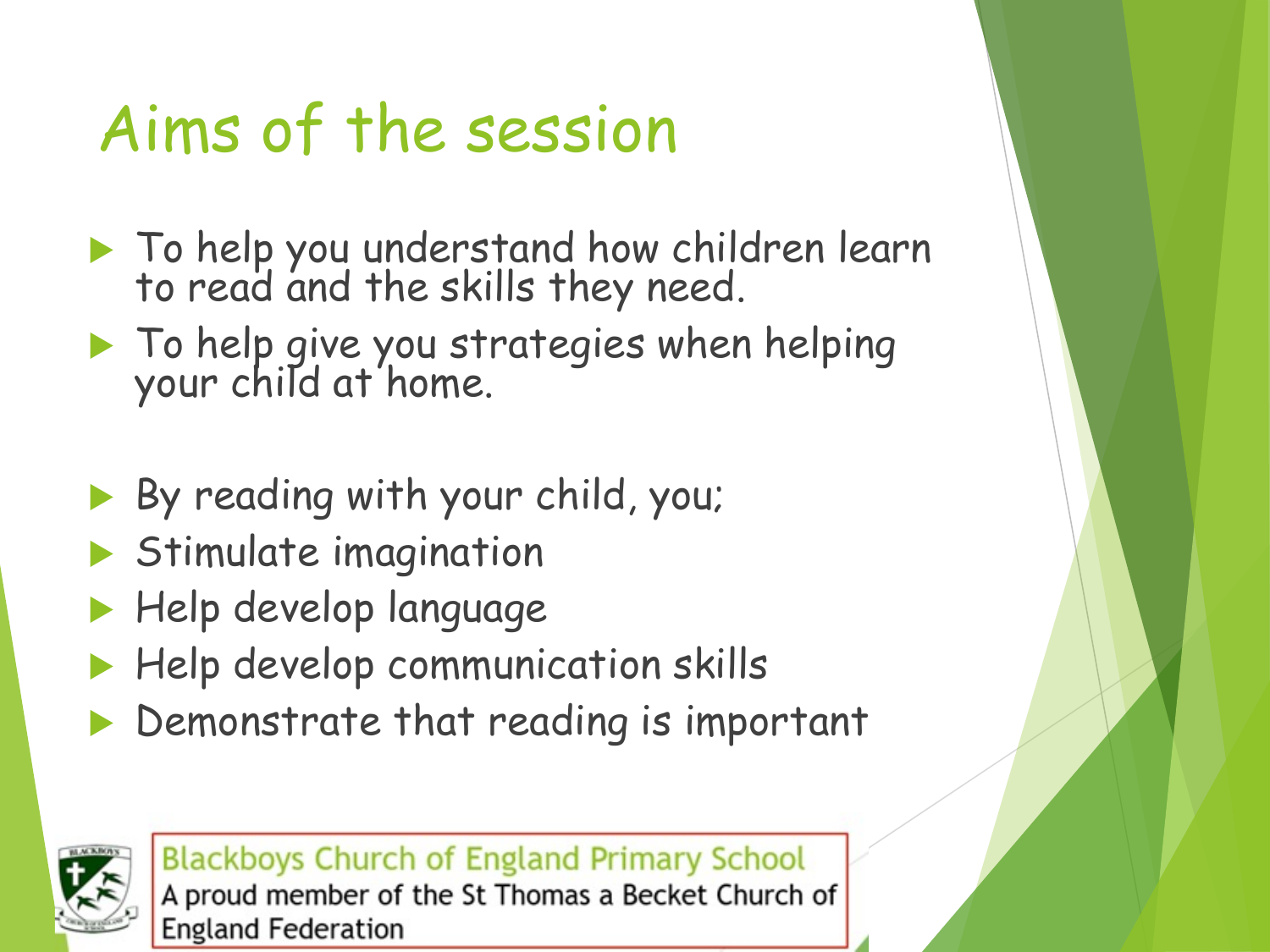# Aims of the session

- To help you understand how children learn to read and the skills they need.
- To help give you strategies when helping your child at home.

- By reading with your child, you;
- Stimulate imagination
- Help develop language
- Help develop communication skills
- Demonstrate that reading is important

Blackboys Church of England Primary School
A proud member of the St Thomas a Becket Church of England Federation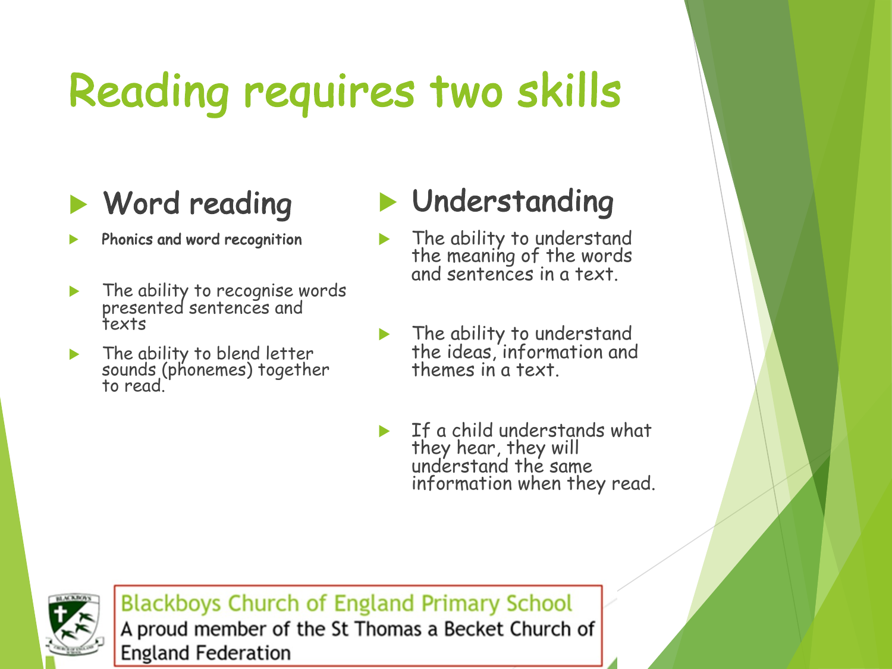# Reading requires two skills

## Word reading

- **Phonics and word recognition**
- The ability to recognise words presented sentences and texts
- The ability to blend letter sounds (phonemes) together to read.

## Understanding

- The ability to understand the meaning of the words and sentences in a text.
- The ability to understand the ideas, information and themes in a text.
- If a child understands what they hear, they will understand the same information when they read.

Blackboys Church of England Primary School
A proud member of the St Thomas a Becket Church of England Federation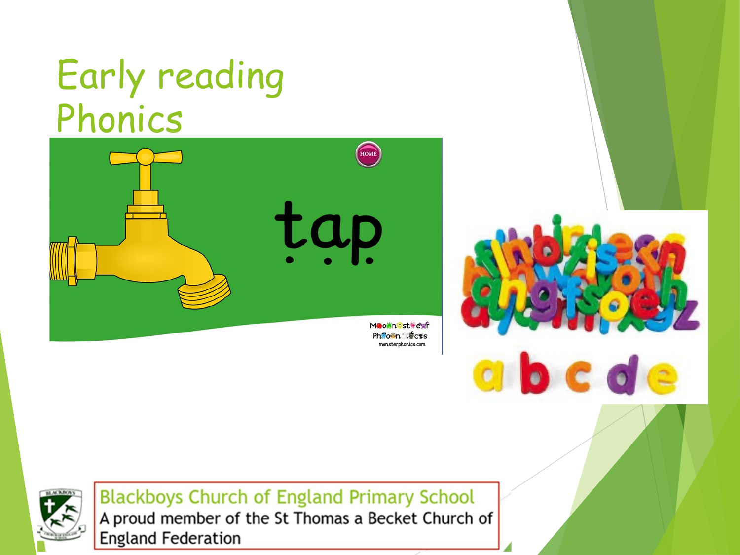# Early reading
# Phonics

tap

Blackboys Church of England Primary School
A proud member of the St Thomas a Becket Church of England Federation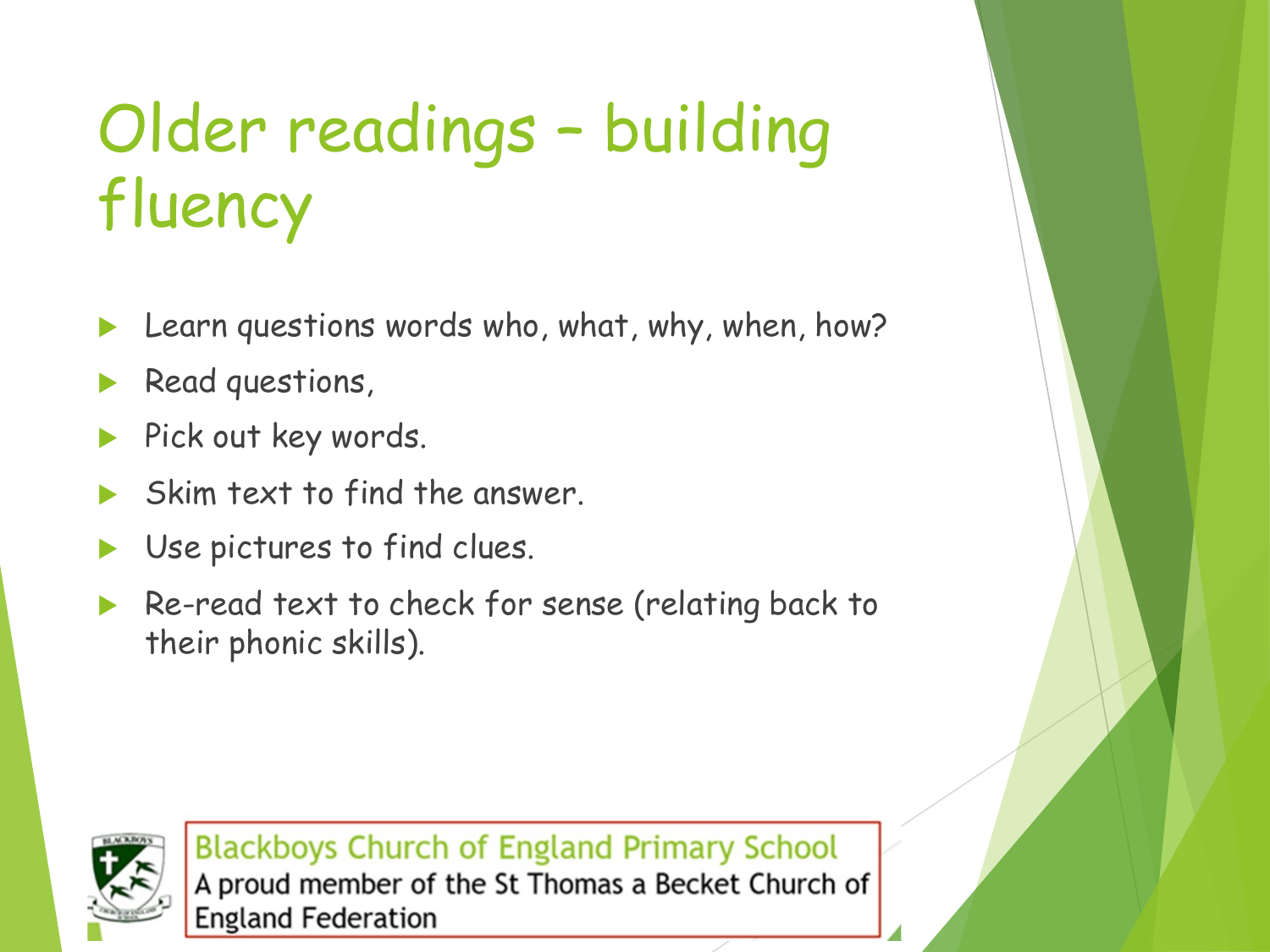# Older readings – building fluency

- Learn questions words who, what, why, when, how?
- Read questions,
- Pick out key words.
- Skim text to find the answer.
- Use pictures to find clues.
- Re-read text to check for sense (relating back to their phonic skills).

Blackboys Church of England Primary School
A proud member of the St Thomas a Becket Church of England Federation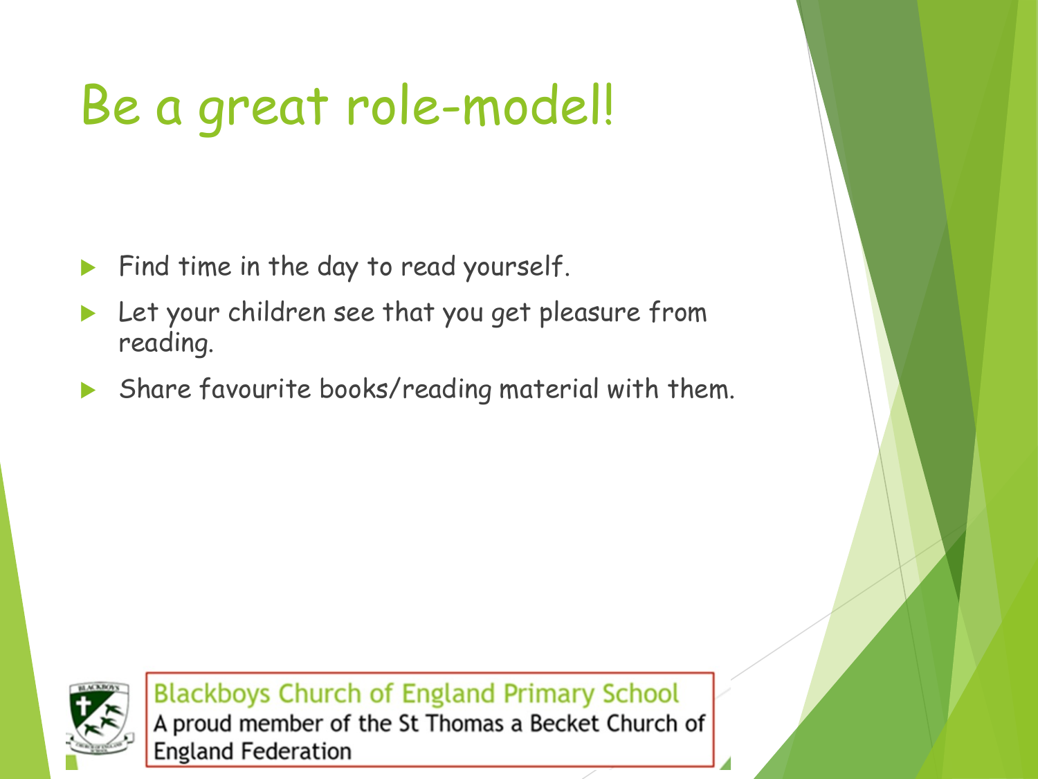# Be a great role-model!

- Find time in the day to read yourself.
- Let your children see that you get pleasure from reading.
- Share favourite books/reading material with them.

Blackboys Church of England Primary School
A proud member of the St Thomas a Becket Church of England Federation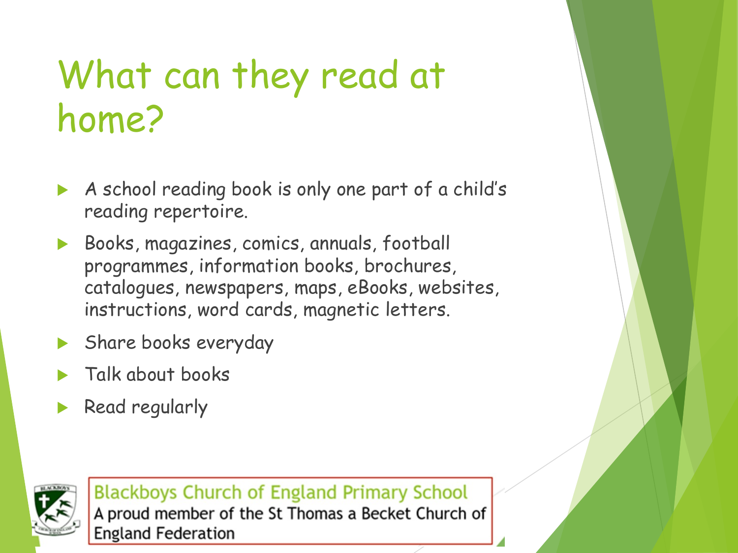# What can they read at home?

- A school reading book is only one part of a child's reading repertoire.
- Books, magazines, comics, annuals, football programmes, information books, brochures, catalogues, newspapers, maps, eBooks, websites, instructions, word cards, magnetic letters.
- Share books everyday
- Talk about books
- Read regularly

Blackboys Church of England Primary School
A proud member of the St Thomas a Becket Church of England Federation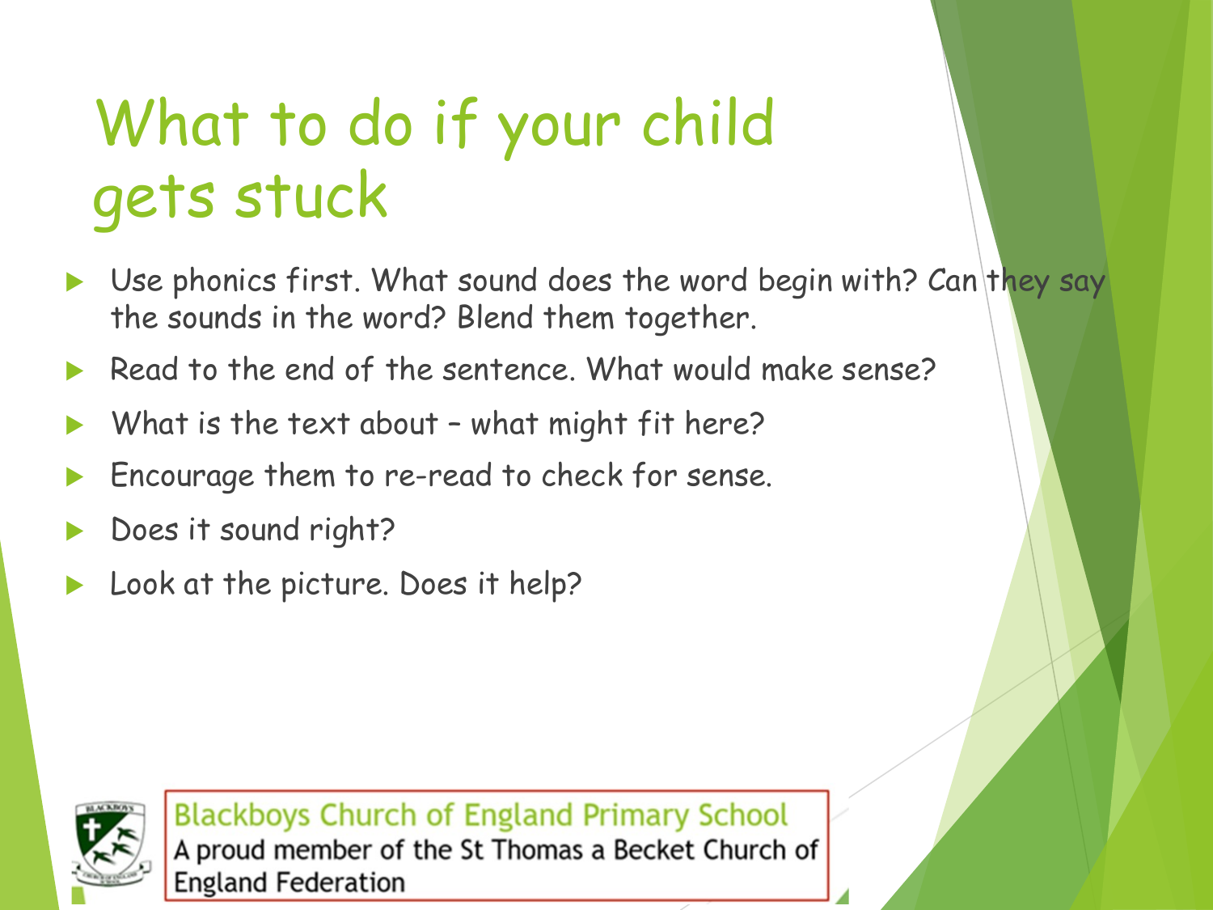# What to do if your child gets stuck

- Use phonics first. What sound does the word begin with? Can they say the sounds in the word? Blend them together.
- Read to the end of the sentence. What would make sense?
- What is the text about – what might fit here?
- Encourage them to re-read to check for sense.
- Does it sound right?
- Look at the picture. Does it help?

Blackboys Church of England Primary School
A proud member of the St Thomas a Becket Church of England Federation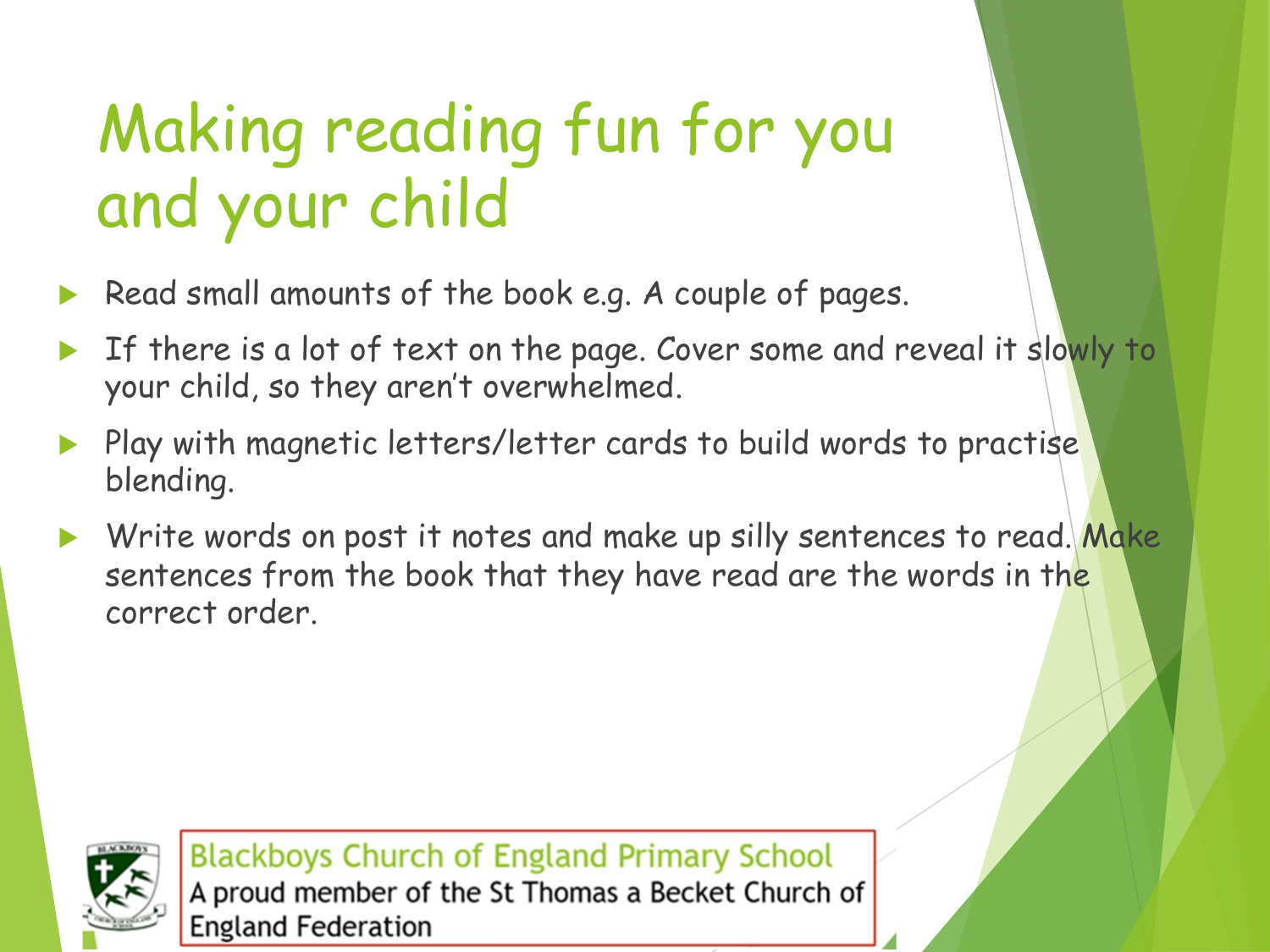# Making reading fun for you and your child

- Read small amounts of the book e.g. A couple of pages.
- If there is a lot of text on the page. Cover some and reveal it slowly to your child, so they aren't overwhelmed.
- Play with magnetic letters/letter cards to build words to practise blending.
- Write words on post it notes and make up silly sentences to read. Make sentences from the book that they have read are the words in the correct order.

Blackboys Church of England Primary School
A proud member of the St Thomas a Becket Church of England Federation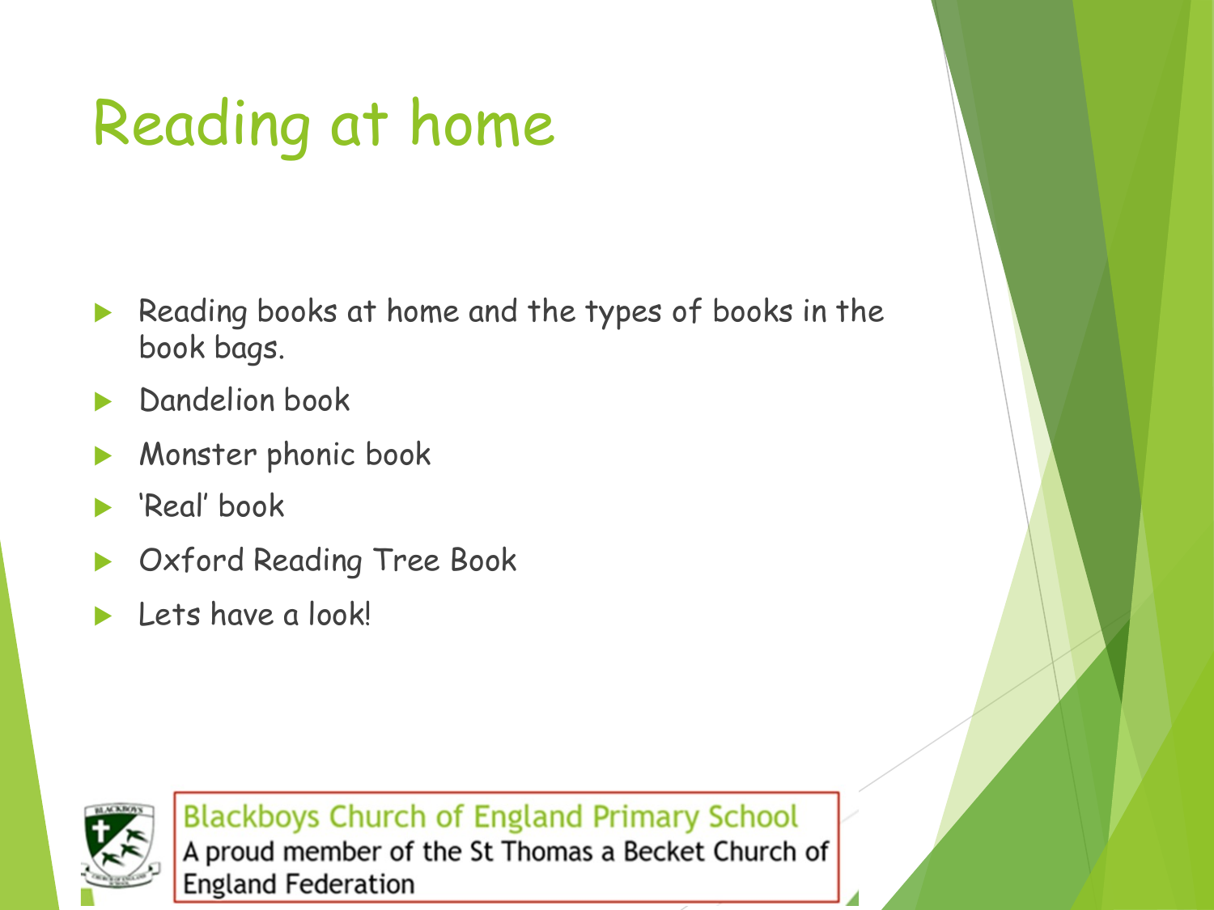# Reading at home

- Reading books at home and the types of books in the book bags.
- Dandelion book
- Monster phonic book
- 'Real' book
- Oxford Reading Tree Book
- Lets have a look!

Blackboys Church of England Primary School
A proud member of the St Thomas a Becket Church of England Federation